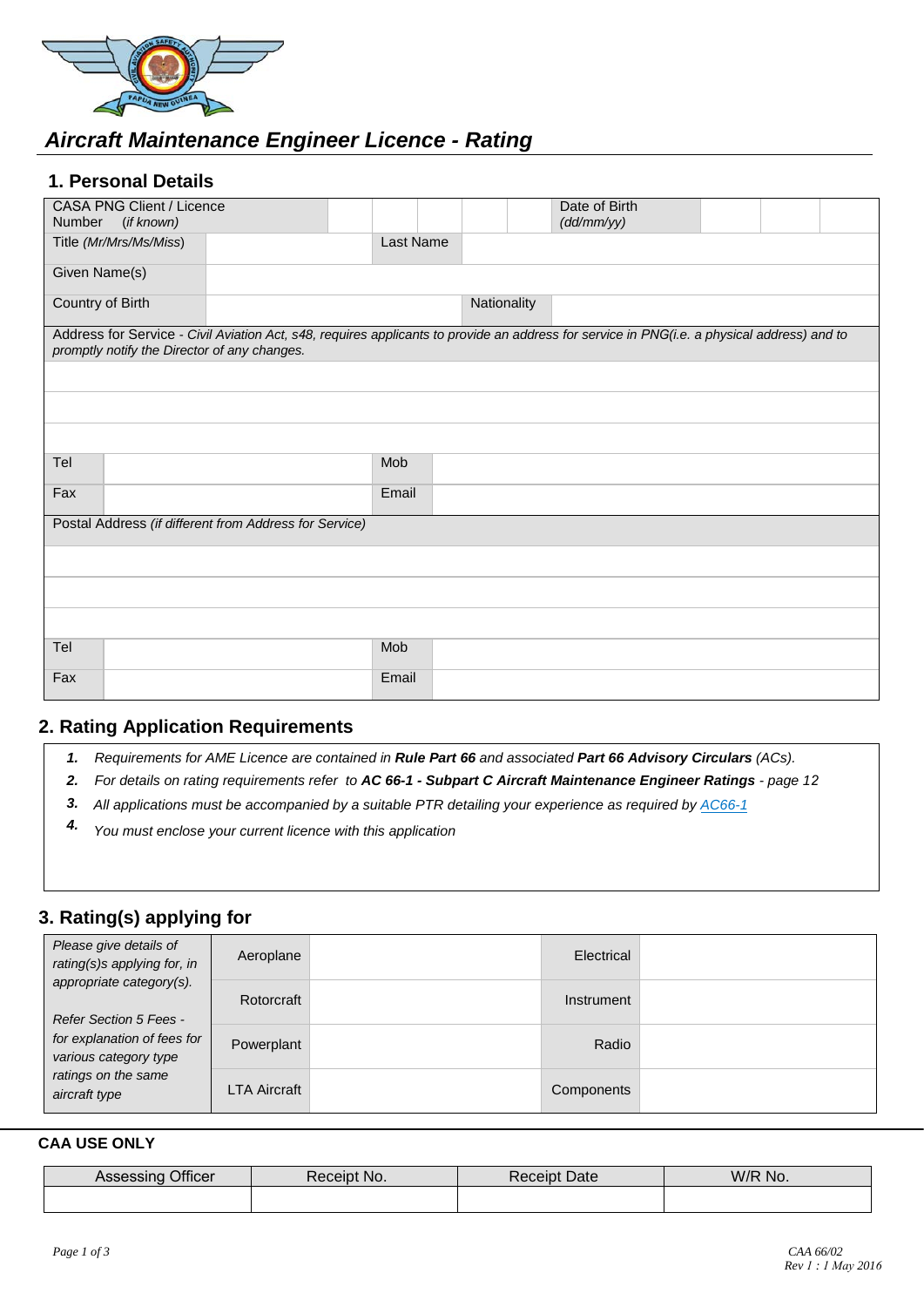# *Aircraft Maintenance Engineer Licence - Rating*

## 1. Personal Details

| CASA PNG Client / Licence Number *(if known)* | | | | | | Date of Birth *(dd/mm/yy)* | | | |
|---|---|---|---|---|---|---|---|---|---|
| Title *(Mr/Mrs/Ms/Miss)* | | Last Name | | | | | | | |
| Given Name(s) | | | | | | | | | |
| Country of Birth | | | | Nationality | | | | | |

Address for Service - *Civil Aviation Act, s48, requires applicants to provide an address for service in PNG(i.e. a physical address) and to promptly notify the Director of any changes.*

| | | | |
|---|---|---|---|
| | | | |
| | | | |
| | | | |
| Tel | | Mob | |
| Fax | | Email | |

Postal Address *(if different from Address for Service)*

| | | | |
|---|---|---|---|
| | | | |
| | | | |
| | | | |
| Tel | | Mob | |
| Fax | | Email | |

## 2. Rating Application Requirements

1. *Requirements for AME Licence are contained in* ***Rule Part 66*** *and associated* ***Part 66 Advisory Circulars*** *(ACs).*
2. *For details on rating requirements refer to* ***AC 66-1 - Subpart C Aircraft Maintenance Engineer Ratings*** *- page 12*
3. *All applications must be accompanied by a suitable PTR detailing your experience as required by AC66-1*
4. *You must enclose your current licence with this application*

## 3. Rating(s) applying for

| *Please give details of rating(s)s applying for, in appropriate category(s).* *Refer Section 5 Fees - for explanation of fees for various category type ratings on the same aircraft type* | | | | |
|---|---|---|---|---|
| | Aeroplane | | Electrical | |
| | Rotorcraft | | Instrument | |
| | Powerplant | | Radio | |
| | LTA Aircraft | | Components | |

**CAA USE ONLY**

| Assessing Officer | Receipt No. | Receipt Date | W/R No. |
|---|---|---|---|
| | | | |

CAA 66/02
Rev 1 : 1 May 2016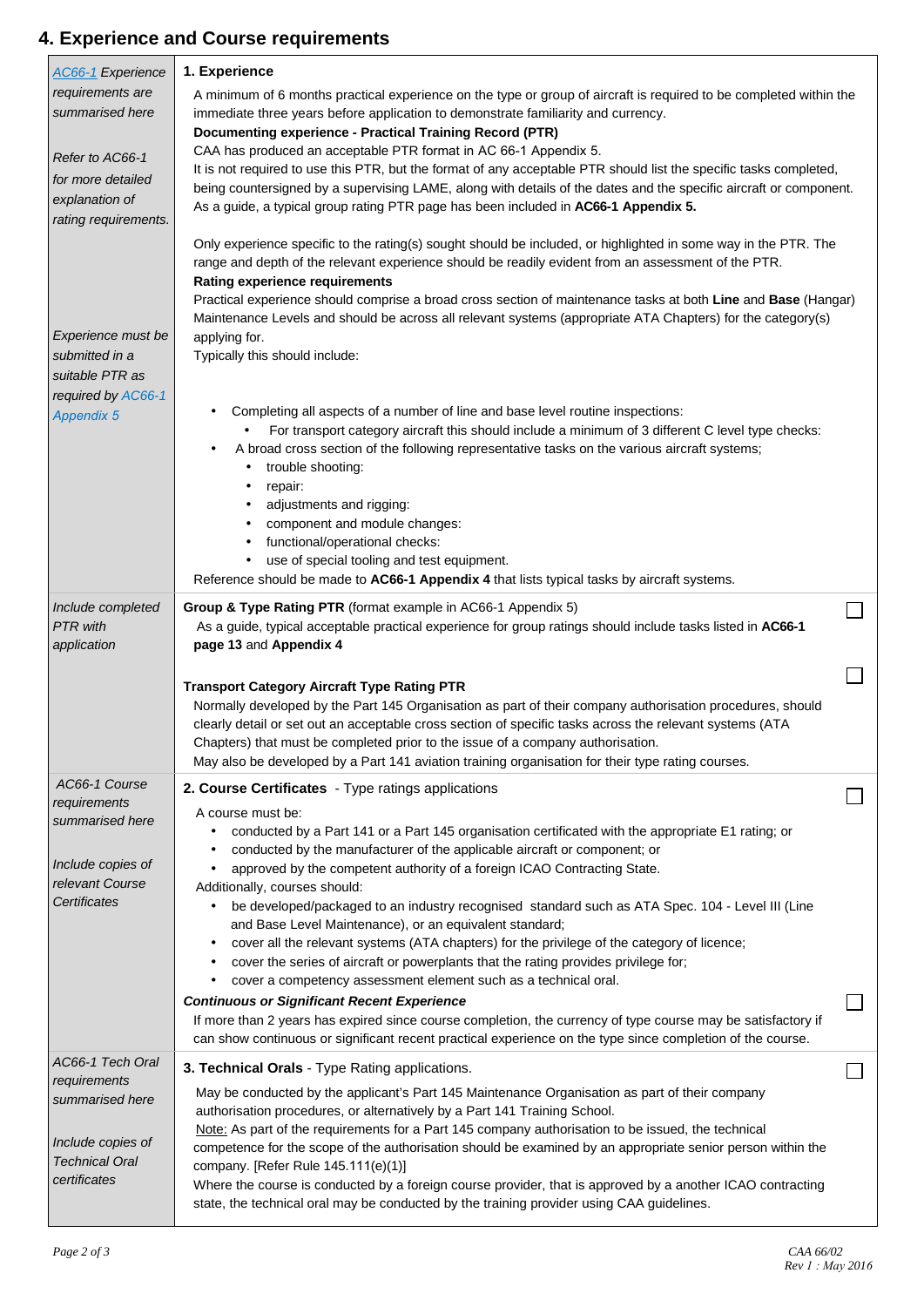## 4. Experience and Course requirements

| | | |
|---|---|---|
| *AC66-1 Experience requirements are summarised here*<br><br>*Refer to AC66-1 for more detailed explanation of rating requirements.*<br><br>*Experience must be submitted in a suitable PTR as required by AC66-1 Appendix 5* | **1. Experience**<br>A minimum of 6 months practical experience on the type or group of aircraft is required to be completed within the immediate three years before application to demonstrate familiarity and currency.<br>**Documenting experience - Practical Training Record (PTR)**<br>CAA has produced an acceptable PTR format in AC 66-1 Appendix 5.<br>It is not required to use this PTR, but the format of any acceptable PTR should list the specific tasks completed, being countersigned by a supervising LAME, along with details of the dates and the specific aircraft or component.<br>As a guide, a typical group rating PTR page has been included in **AC66-1 Appendix 5.**<br><br>Only experience specific to the rating(s) sought should be included, or highlighted in some way in the PTR. The range and depth of the relevant experience should be readily evident from an assessment of the PTR.<br>**Rating experience requirements**<br>Practical experience should comprise a broad cross section of maintenance tasks at both **Line** and **Base** (Hangar) Maintenance Levels and should be across all relevant systems (appropriate ATA Chapters) for the category(s) applying for.<br>Typically this should include:<br>• Completing all aspects of a number of line and base level routine inspections:<br>&nbsp;&nbsp;&nbsp;&nbsp;• For transport category aircraft this should include a minimum of 3 different C level type checks:<br>• A broad cross section of the following representative tasks on the various aircraft systems;<br>&nbsp;&nbsp;&nbsp;&nbsp;• trouble shooting:<br>&nbsp;&nbsp;&nbsp;&nbsp;• repair:<br>&nbsp;&nbsp;&nbsp;&nbsp;• adjustments and rigging:<br>&nbsp;&nbsp;&nbsp;&nbsp;• component and module changes:<br>&nbsp;&nbsp;&nbsp;&nbsp;• functional/operational checks:<br>&nbsp;&nbsp;&nbsp;&nbsp;• use of special tooling and test equipment.<br>Reference should be made to **AC66-1 Appendix 4** that lists typical tasks by aircraft systems. | |
| *Include completed PTR with application* | **Group & Type Rating PTR** (format example in AC66-1 Appendix 5)<br>As a guide, typical acceptable practical experience for group ratings should include tasks listed in **AC66-1 page 13** and **Appendix 4** | ☐ |
| | **Transport Category Aircraft Type Rating PTR**<br>Normally developed by the Part 145 Organisation as part of their company authorisation procedures, should clearly detail or set out an acceptable cross section of specific tasks across the relevant systems (ATA Chapters) that must be completed prior to the issue of a company authorisation.<br>May also be developed by a Part 141 aviation training organisation for their type rating courses. | ☐ |
| *AC66-1 Course requirements summarised here*<br><br>*Include copies of relevant Course Certificates* | **2. Course Certificates** - Type ratings applications<br>A course must be:<br>• conducted by a Part 141 or a Part 145 organisation certificated with the appropriate E1 rating; or<br>• conducted by the manufacturer of the applicable aircraft or component; or<br>• approved by the competent authority of a foreign ICAO Contracting State.<br>Additionally, courses should:<br>• be developed/packaged to an industry recognised standard such as ATA Spec. 104 - Level III (Line and Base Level Maintenance), or an equivalent standard;<br>• cover all the relevant systems (ATA chapters) for the privilege of the category of licence;<br>• cover the series of aircraft or powerplants that the rating provides privilege for;<br>• cover a competency assessment element such as a technical oral. | ☐ |
| | ***Continuous or Significant Recent Experience***<br>If more than 2 years has expired since course completion, the currency of type course may be satisfactory if can show continuous or significant recent practical experience on the type since completion of the course. | ☐ |
| *AC66-1 Tech Oral requirements summarised here*<br><br>*Include copies of Technical Oral certificates* | **3. Technical Orals** - Type Rating applications.<br>May be conducted by the applicant's Part 145 Maintenance Organisation as part of their company authorisation procedures, or alternatively by a Part 141 Training School.<br><u>Note:</u> As part of the requirements for a Part 145 company authorisation to be issued, the technical competence for the scope of the authorisation should be examined by an appropriate senior person within the company. [Refer Rule 145.111(e)(1)]<br>Where the course is conducted by a foreign course provider, that is approved by a another ICAO contracting state, the technical oral may be conducted by the training provider using CAA guidelines. | ☐ |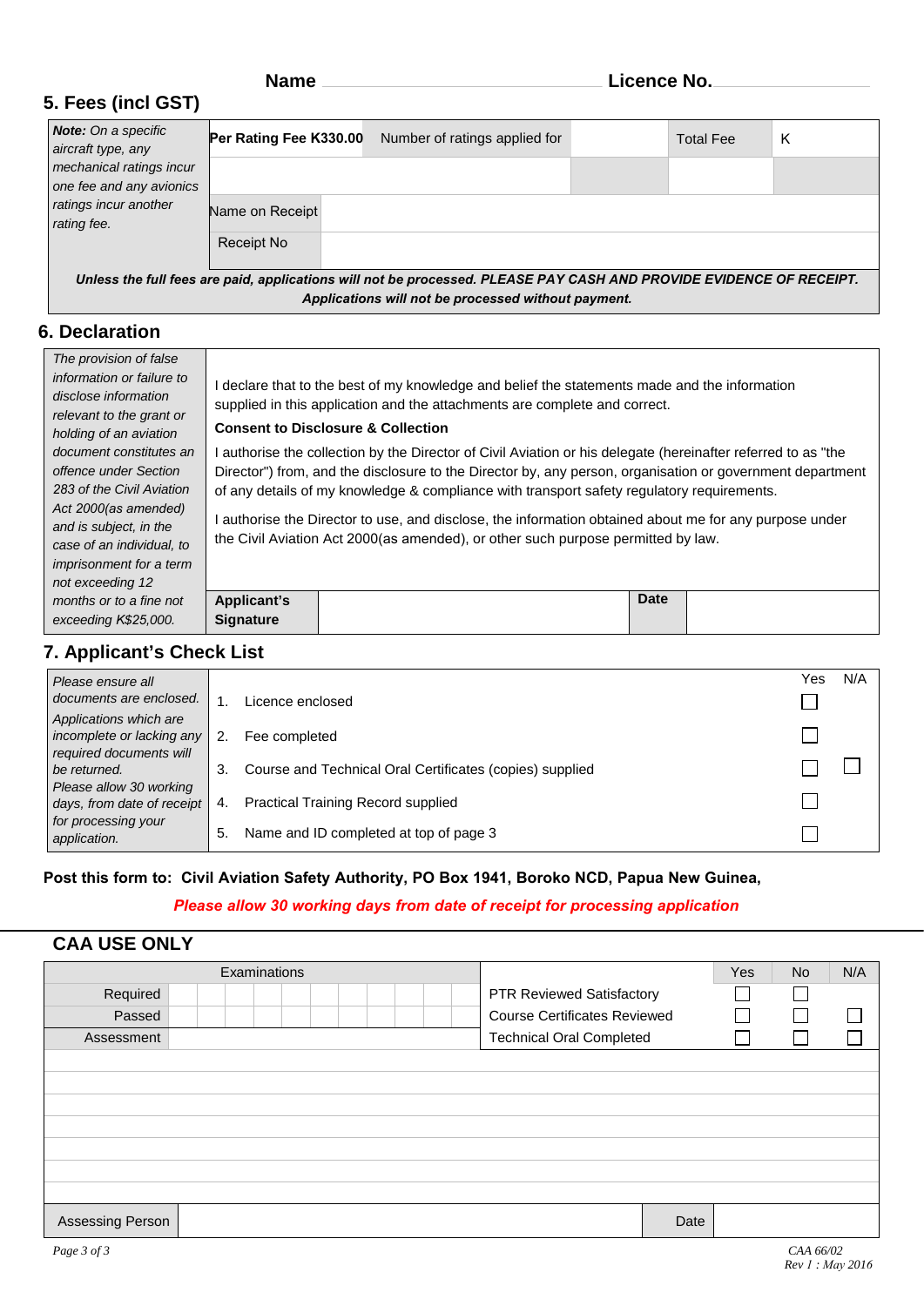**Name** ______________________ **Licence No.** ______________________

## 5. Fees (incl GST)

| | | | | | |
|---|---|---|---|---|---|
| ***Note:*** *On a specific aircraft type, any mechanical ratings incur one fee and any avionics ratings incur another rating fee.* | **Per Rating Fee K330.00** | Number of ratings applied for | | Total Fee | K |
| | | | | | |
| | Name on Receipt | | | | |
| | Receipt No | | | | |

***Unless the full fees are paid, applications will not be processed. PLEASE PAY CASH AND PROVIDE EVIDENCE OF RECEIPT. Applications will not be processed without payment.***

## 6. Declaration

| | | | | |
|---|---|---|---|---|
| *The provision of false information or failure to disclose information relevant to the grant or holding of an aviation document constitutes an offence under Section 283 of the Civil Aviation Act 2000(as amended) and is subject, in the case of an individual, to imprisonment for a term not exceeding 12 months or to a fine not exceeding K$25,000.* | I declare that to the best of my knowledge and belief the statements made and the information supplied in this application and the attachments are complete and correct.<br>**Consent to Disclosure & Collection**<br>I authorise the collection by the Director of Civil Aviation or his delegate (hereinafter referred to as "the Director") from, and the disclosure to the Director by, any person, organisation or government department of any details of my knowledge & compliance with transport safety regulatory requirements.<br>I authorise the Director to use, and disclose, the information obtained about me for any purpose under the Civil Aviation Act 2000(as amended), or other such purpose permitted by law. | | | |
| | **Applicant's Signature** | | **Date** | |

## 7. Applicant's Check List

| | | Yes | N/A |
|---|---|---|---|
| *Please ensure all documents are enclosed. Applications which are incomplete or lacking any required documents will be returned. Please allow 30 working days, from date of receipt for processing your application.* | 1. Licence enclosed | ☐ | |
| | 2. Fee completed | ☐ | |
| | 3. Course and Technical Oral Certificates (copies) supplied | ☐ | ☐ |
| | 4. Practical Training Record supplied | ☐ | |
| | 5. Name and ID completed at top of page 3 | ☐ | |

**Post this form to: Civil Aviation Safety Authority, PO Box 1941, Boroko NCD, Papua New Guinea,**

***Please allow 30 working days from date of receipt for processing application***

## CAA USE ONLY

| Examinations | | | Yes | No | N/A |
|---|---|---|---|---|---|
| Required | | PTR Reviewed Satisfactory | ☐ | ☐ | |
| Passed | | Course Certificates Reviewed | ☐ | ☐ | ☐ |
| Assessment | | Technical Oral Completed | ☐ | ☐ | ☐ |

| | | | |
|---|---|---|---|
| Assessing Person | | Date | |

CAA 66/02
Rev 1 : May 2016